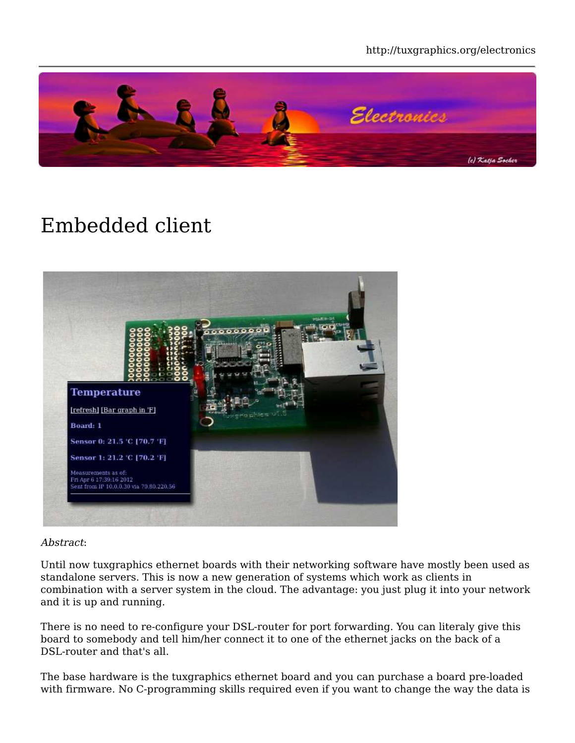# Embedded client

*Abstract*:

Until now tuxgraphics ethernet boards with their networking software have mostly been used as standalone servers. This is now a new generation of systems which work as clients in combination with a server system in the cloud. The advantage: you just plug it into your network and it is up and running.

There is no need to re-configure your DSL-router for port forwarding. You can literaly give this board to somebody and tell him/her connect it to one of the ethernet jacks on the back of a DSL-router and that's all.

The base hardware is the tuxgraphics ethernet board and you can purchase a board pre-loaded with firmware. No C-programming skills required even if you want to change the way the data is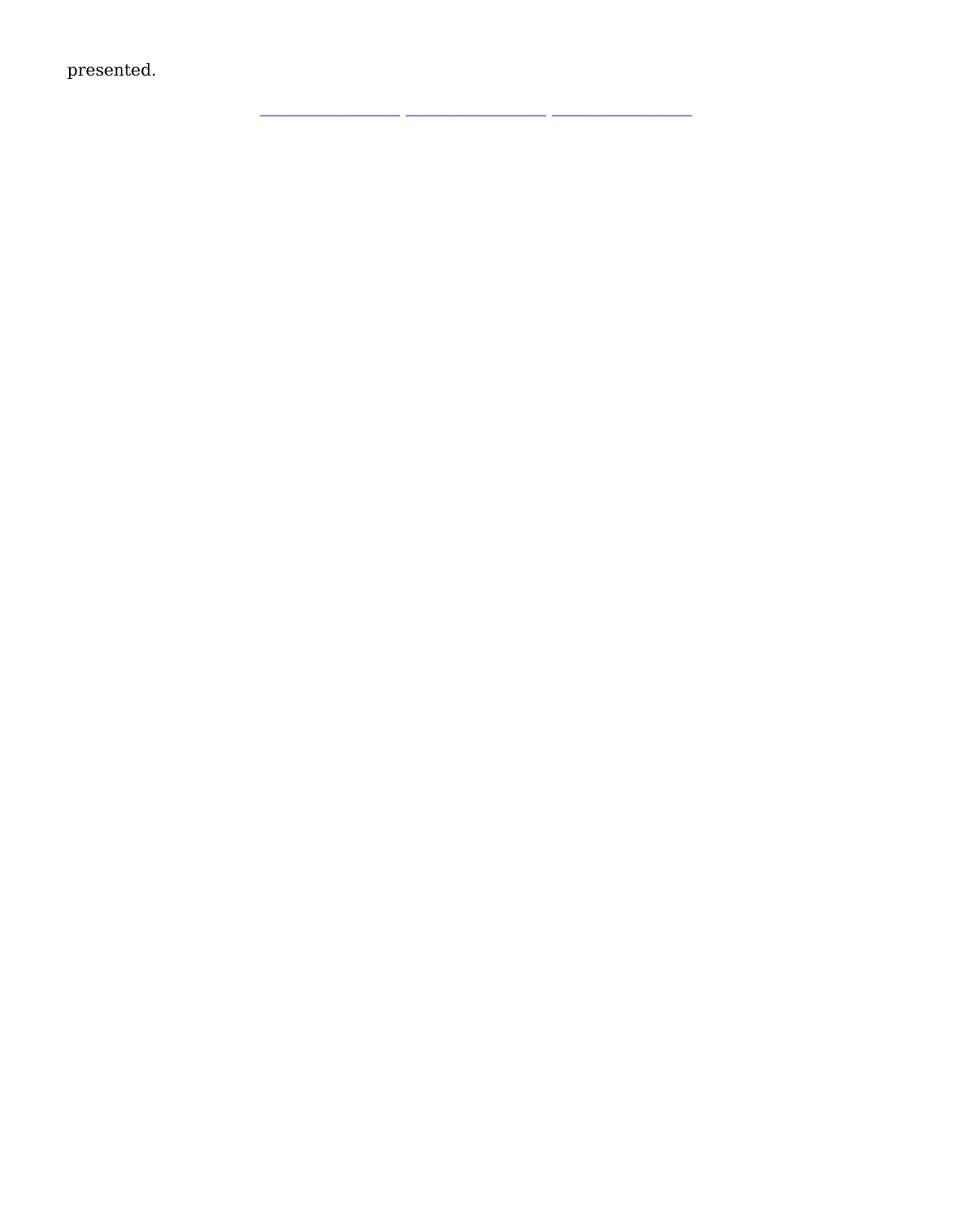presented.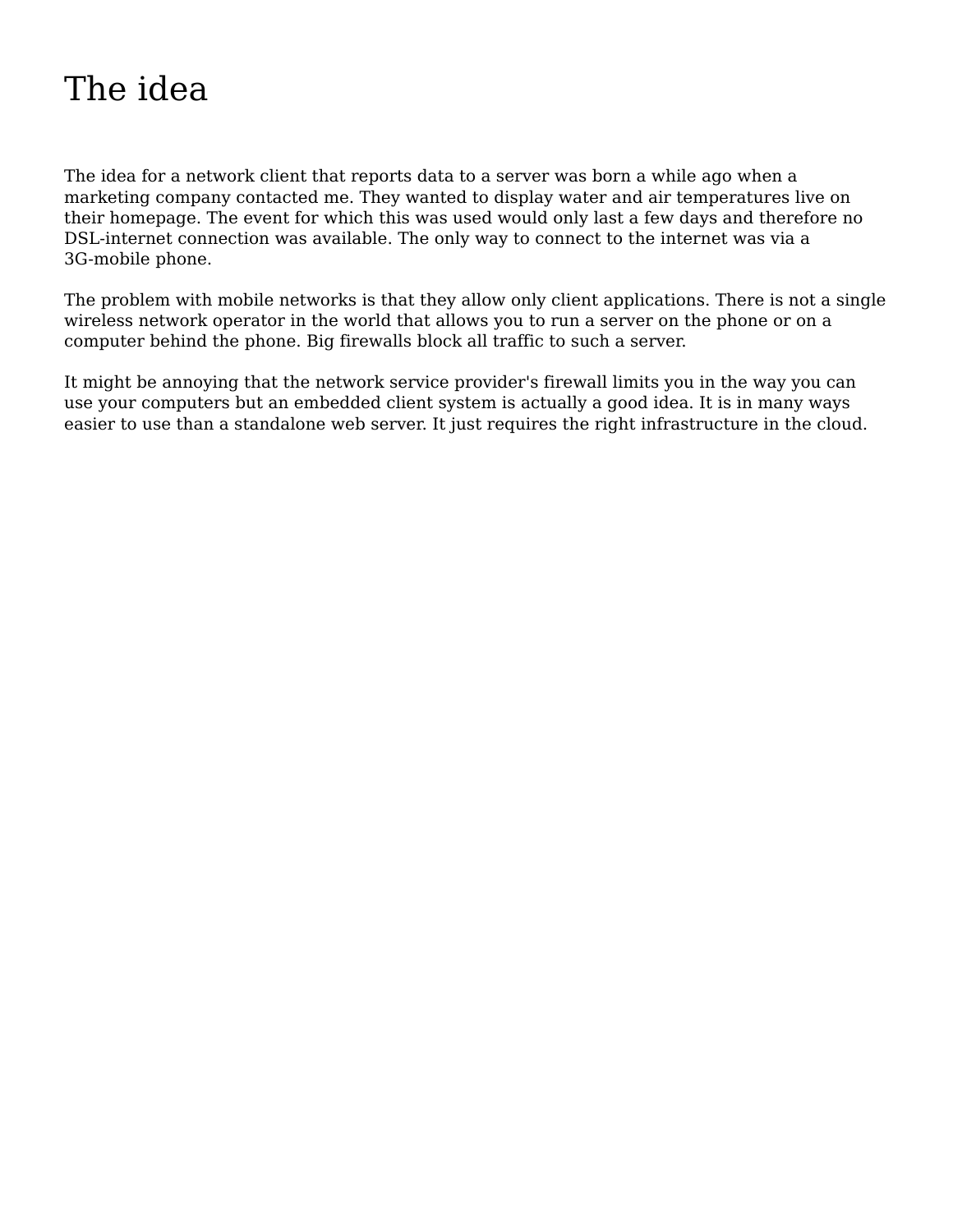# The idea

The idea for a network client that reports data to a server was born a while ago when a marketing company contacted me. They wanted to display water and air temperatures live on their homepage. The event for which this was used would only last a few days and therefore no DSL-internet connection was available. The only way to connect to the internet was via a 3G-mobile phone.

The problem with mobile networks is that they allow only client applications. There is not a single wireless network operator in the world that allows you to run a server on the phone or on a computer behind the phone. Big firewalls block all traffic to such a server.

It might be annoying that the network service provider's firewall limits you in the way you can use your computers but an embedded client system is actually a good idea. It is in many ways easier to use than a standalone web server. It just requires the right infrastructure in the cloud.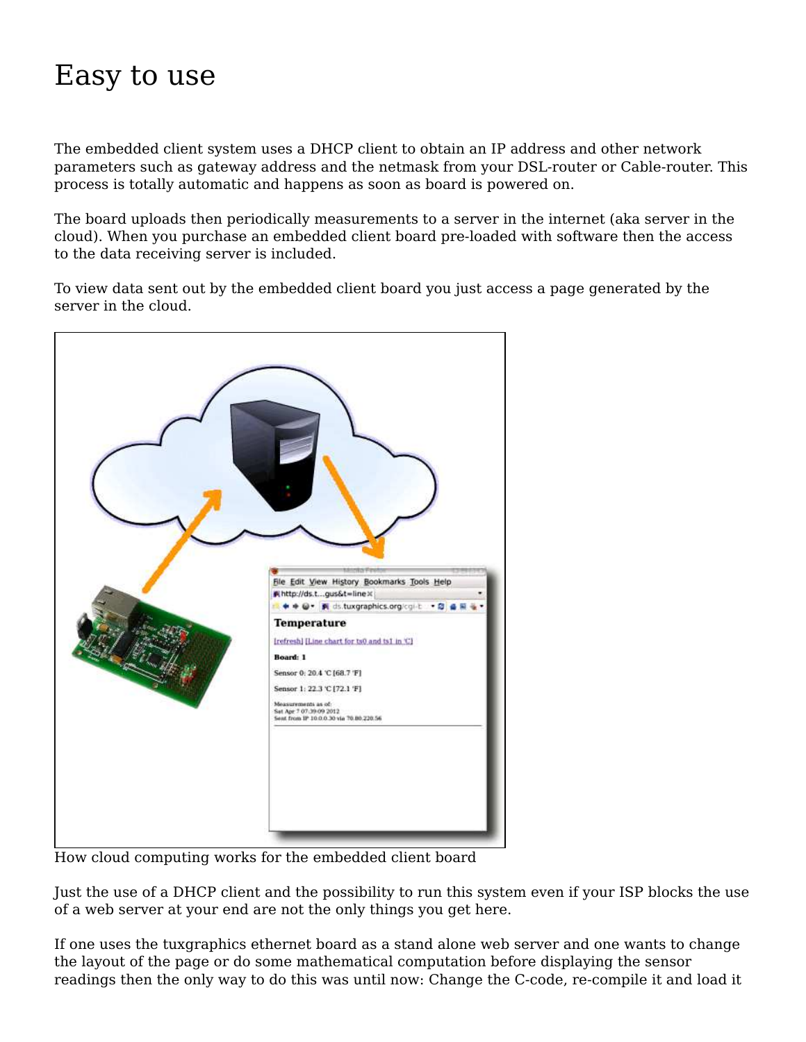# Easy to use

The embedded client system uses a DHCP client to obtain an IP address and other network parameters such as gateway address and the netmask from your DSL-router or Cable-router. This process is totally automatic and happens as soon as board is powered on.

The board uploads then periodically measurements to a server in the internet (aka server in the cloud). When you purchase an embedded client board pre-loaded with software then the access to the data receiving server is included.

To view data sent out by the embedded client board you just access a page generated by the server in the cloud.

How cloud computing works for the embedded client board

Just the use of a DHCP client and the possibility to run this system even if your ISP blocks the use of a web server at your end are not the only things you get here.

If one uses the tuxgraphics ethernet board as a stand alone web server and one wants to change the layout of the page or do some mathematical computation before displaying the sensor readings then the only way to do this was until now: Change the C-code, re-compile it and load it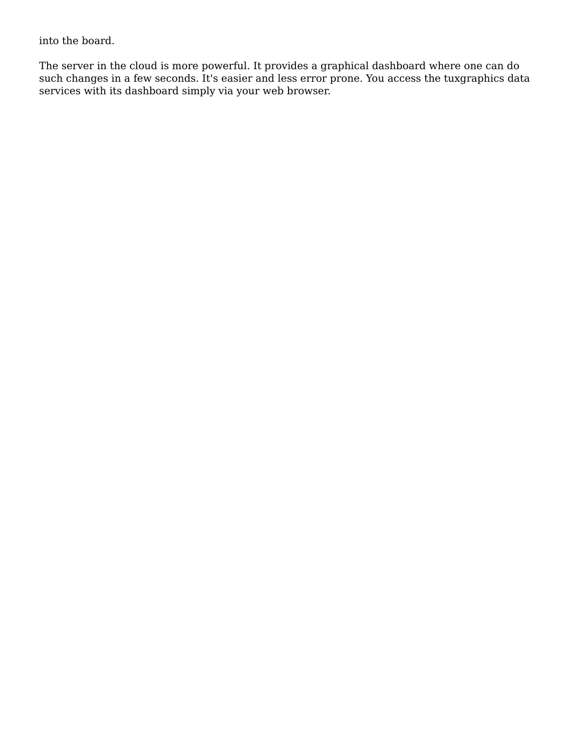into the board.

The server in the cloud is more powerful. It provides a graphical dashboard where one can do such changes in a few seconds. It's easier and less error prone. You access the tuxgraphics data services with its dashboard simply via your web browser.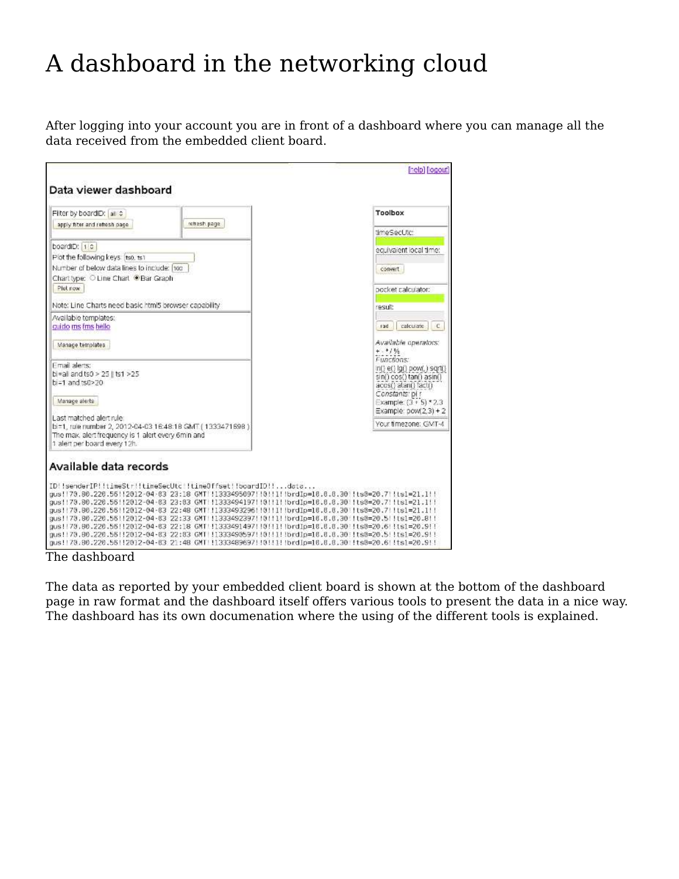# A dashboard in the networking cloud

After logging into your account you are in front of a dashboard where you can manage all the data received from the embedded client board.

The dashboard

The data as reported by your embedded client board is shown at the bottom of the dashboard page in raw format and the dashboard itself offers various tools to present the data in a nice way. The dashboard has its own documenation where the using of the different tools is explained.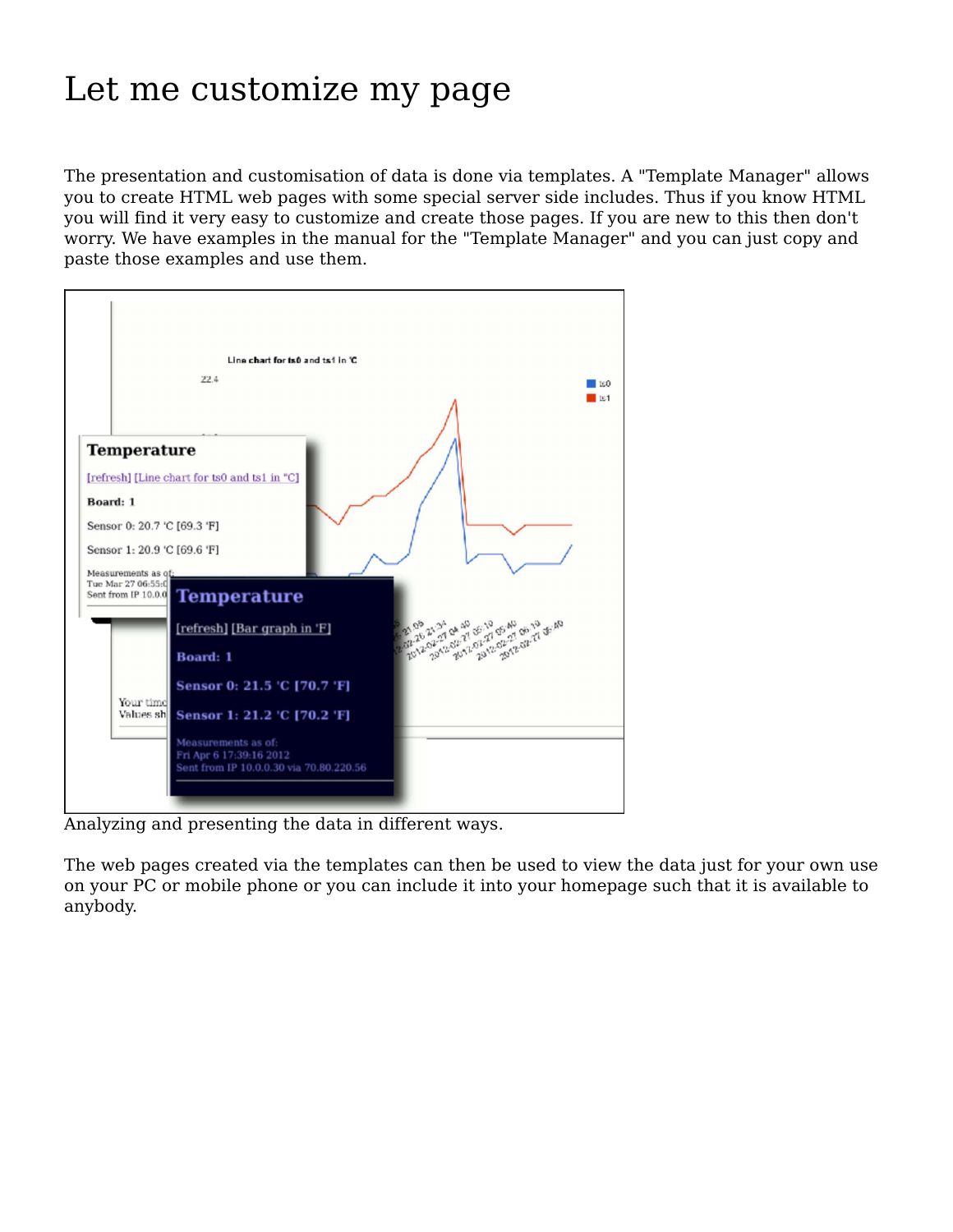# Let me customize my page

The presentation and customisation of data is done via templates. A "Template Manager" allows you to create HTML web pages with some special server side includes. Thus if you know HTML you will find it very easy to customize and create those pages. If you are new to this then don't worry. We have examples in the manual for the "Template Manager" and you can just copy and paste those examples and use them.

Analyzing and presenting the data in different ways.

The web pages created via the templates can then be used to view the data just for your own use on your PC or mobile phone or you can include it into your homepage such that it is available to anybody.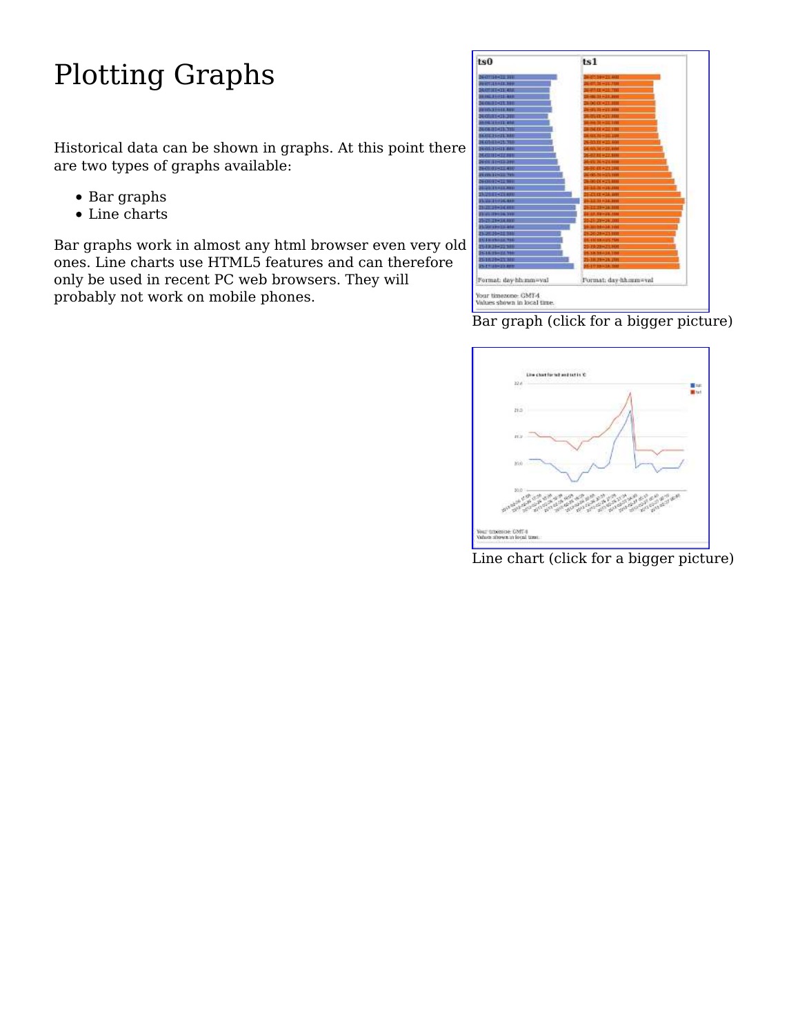# Plotting Graphs

Historical data can be shown in graphs. At this point there are two types of graphs available:

- Bar graphs
- Line charts

Bar graphs work in almost any html browser even very old ones. Line charts use HTML5 features and can therefore only be used in recent PC web browsers. They will probably not work on mobile phones.

Bar graph (click for a bigger picture)

Line chart (click for a bigger picture)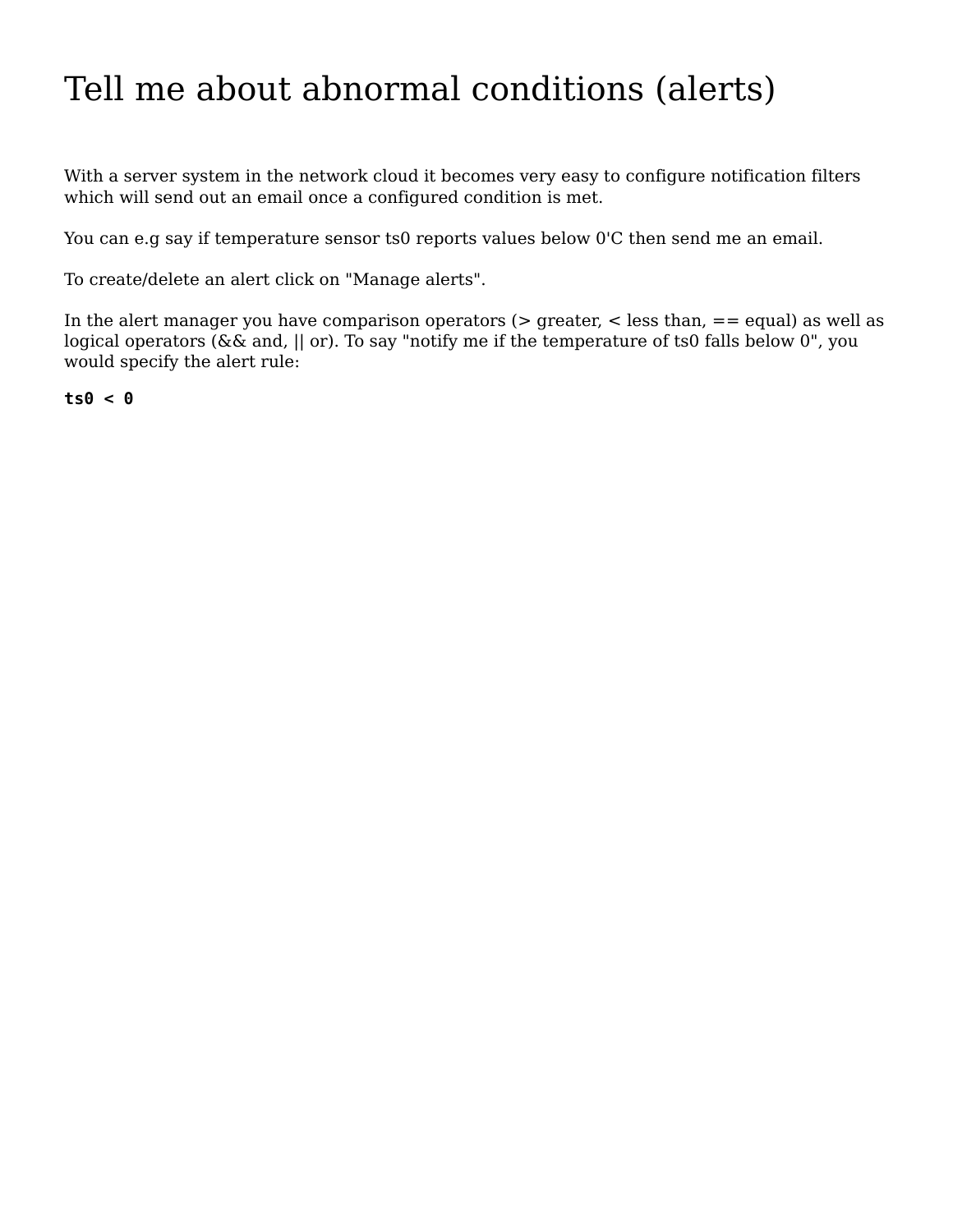# Tell me about abnormal conditions (alerts)

With a server system in the network cloud it becomes very easy to configure notification filters which will send out an email once a configured condition is met.

You can e.g say if temperature sensor ts0 reports values below 0'C then send me an email.

To create/delete an alert click on "Manage alerts".

In the alert manager you have comparison operators (> greater, < less than, == equal) as well as logical operators (&& and, || or). To say "notify me if the temperature of ts0 falls below 0", you would specify the alert rule:

```
ts0 < 0
```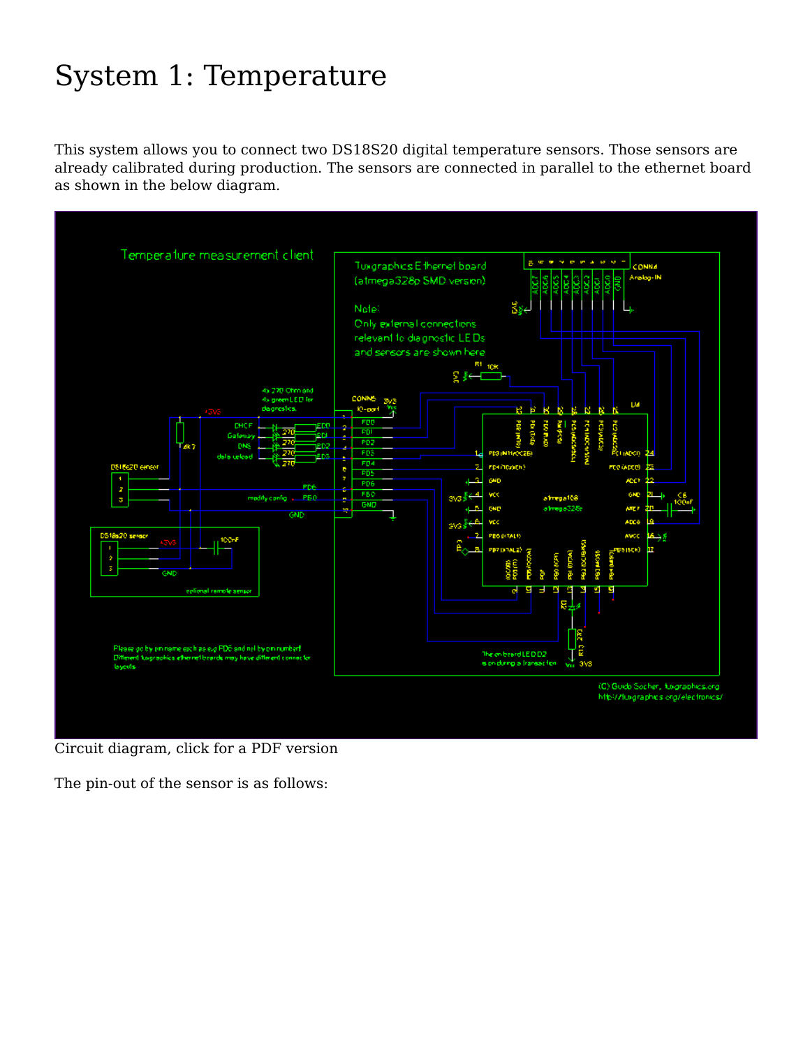# System 1: Temperature

This system allows you to connect two DS18S20 digital temperature sensors. Those sensors are already calibrated during production. The sensors are connected in parallel to the ethernet board as shown in the below diagram.

Circuit diagram, click for a PDF version

The pin-out of the sensor is as follows: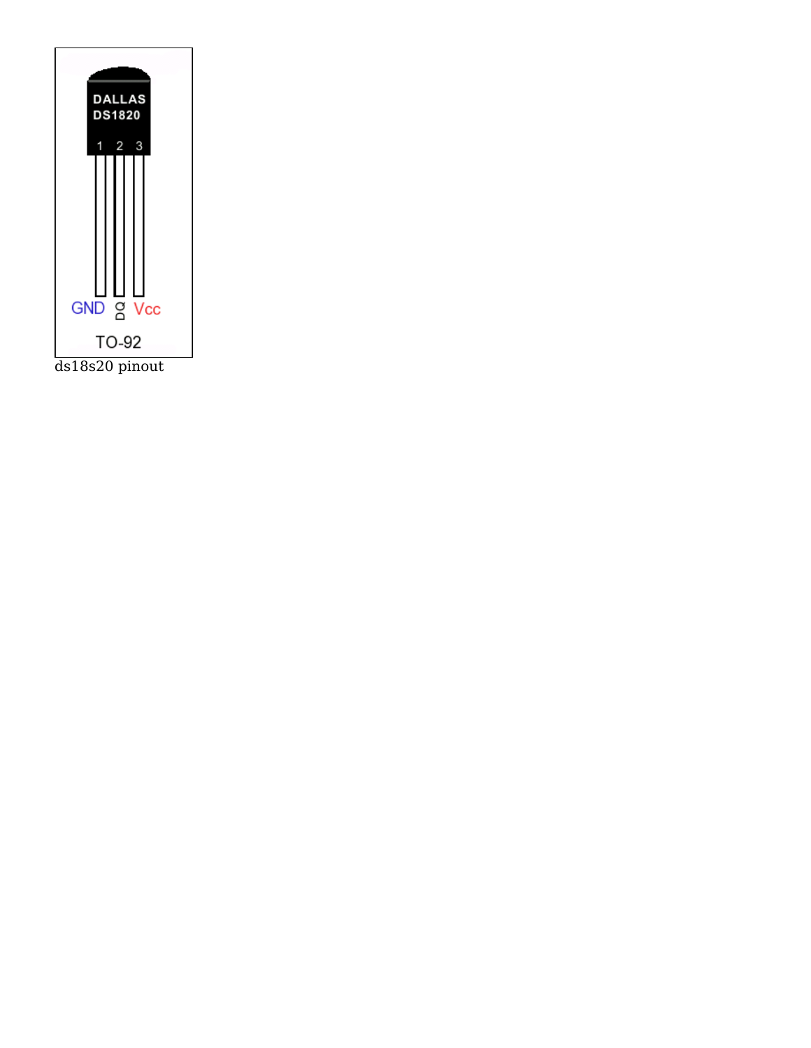ds18s20 pinout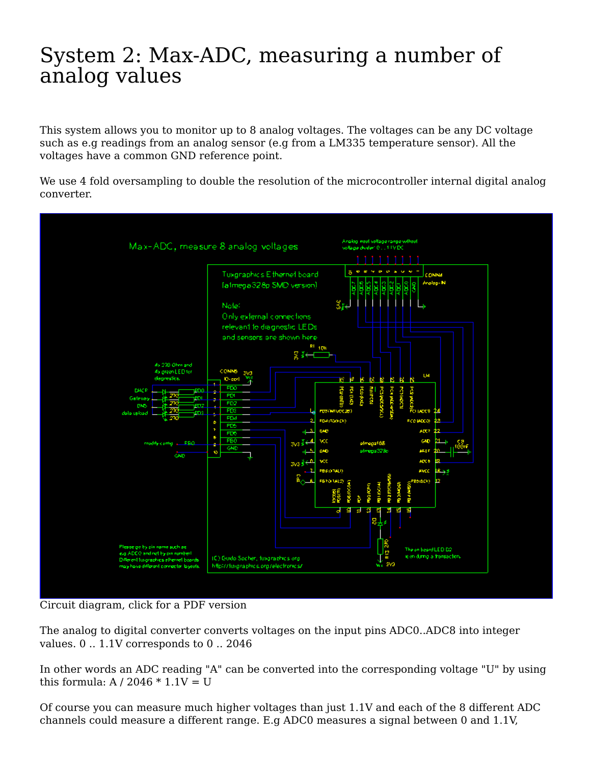# System 2: Max-ADC, measuring a number of analog values

This system allows you to monitor up to 8 analog voltages. The voltages can be any DC voltage such as e.g readings from an analog sensor (e.g from a LM335 temperature sensor). All the voltages have a common GND reference point.

We use 4 fold oversampling to double the resolution of the microcontroller internal digital analog converter.

Circuit diagram, click for a PDF version

The analog to digital converter converts voltages on the input pins ADC0..ADC8 into integer values. 0 .. 1.1V corresponds to 0 .. 2046

In other words an ADC reading "A" can be converted into the corresponding voltage "U" by using this formula: A / 2046 * 1.1V = U

Of course you can measure much higher voltages than just 1.1V and each of the 8 different ADC channels could measure a different range. E.g ADC0 measures a signal between 0 and 1.1V,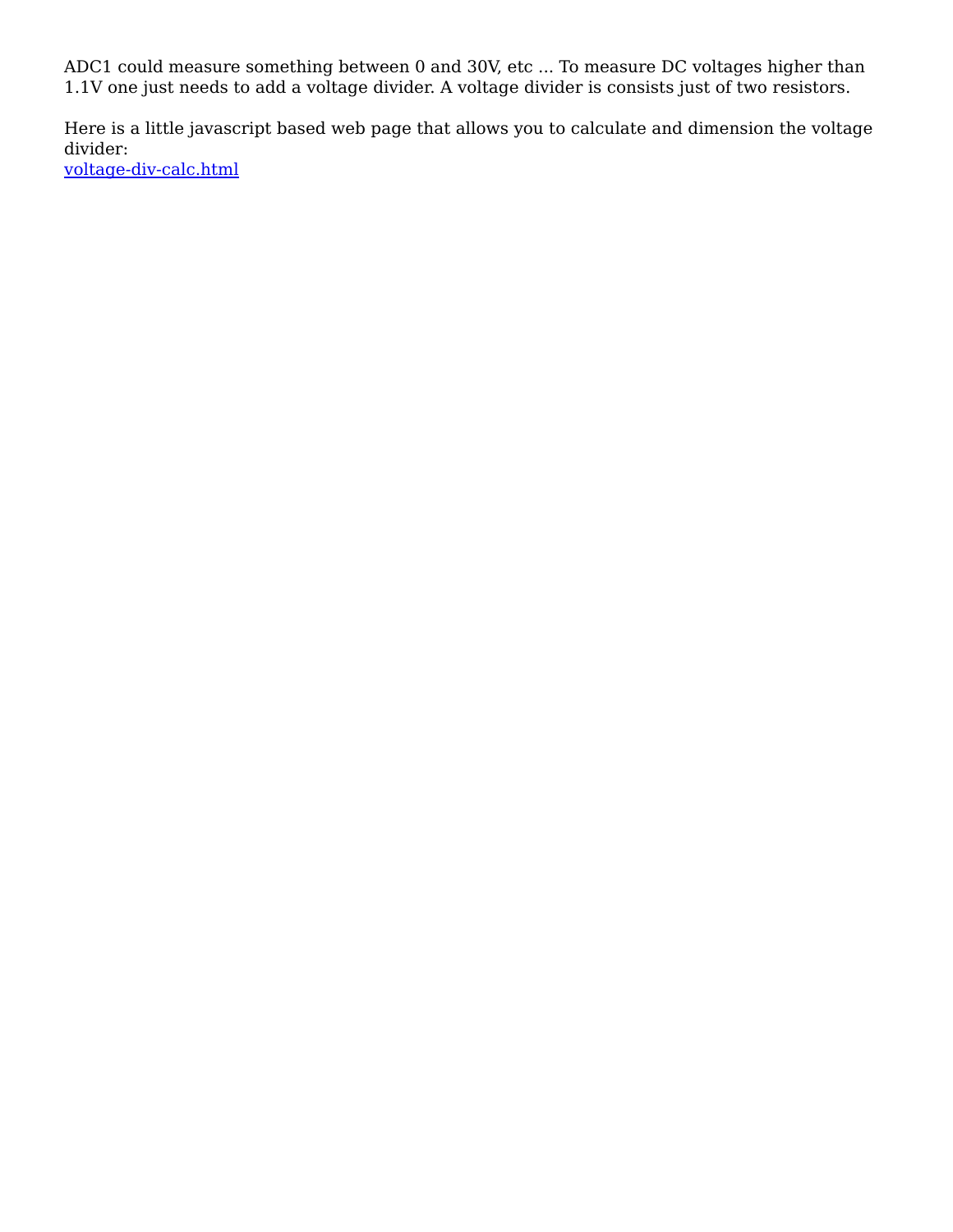ADC1 could measure something between 0 and 30V, etc ... To measure DC voltages higher than 1.1V one just needs to add a voltage divider. A voltage divider is consists just of two resistors.

Here is a little javascript based web page that allows you to calculate and dimension the voltage divider:
[voltage-div-calc.html](voltage-div-calc.html)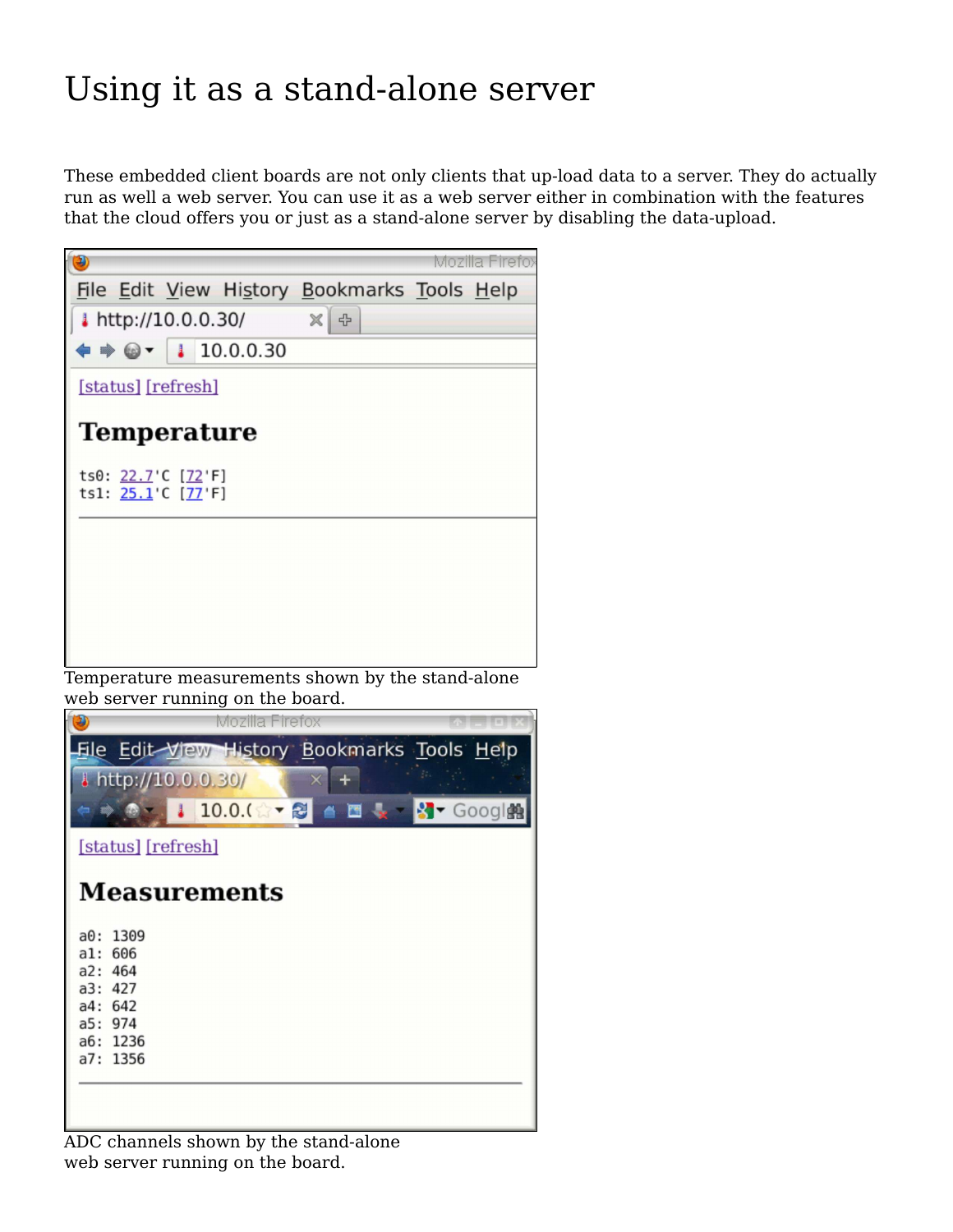# Using it as a stand-alone server

These embedded client boards are not only clients that up-load data to a server. They do actually run as well a web server. You can use it as a web server either in combination with the features that the cloud offers you or just as a stand-alone server by disabling the data-upload.

Temperature measurements shown by the stand-alone web server running on the board.

ADC channels shown by the stand-alone web server running on the board.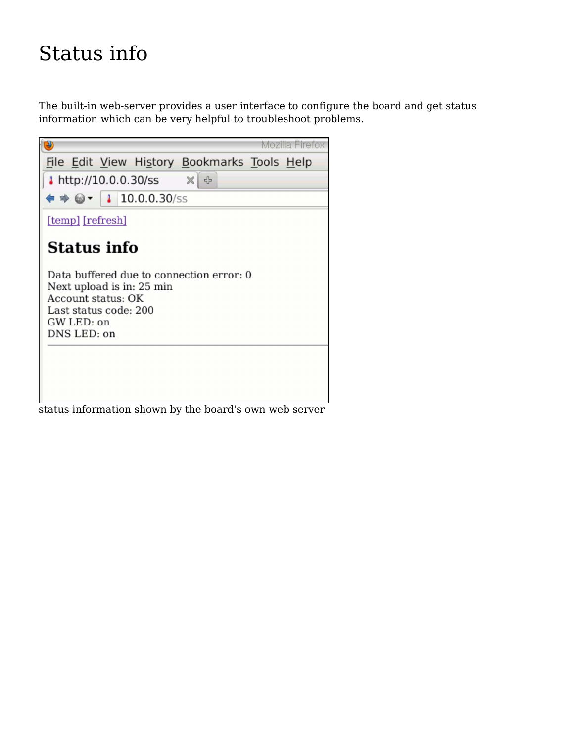# Status info

The built-in web-server provides a user interface to configure the board and get status information which can be very helpful to troubleshoot problems.

status information shown by the board's own web server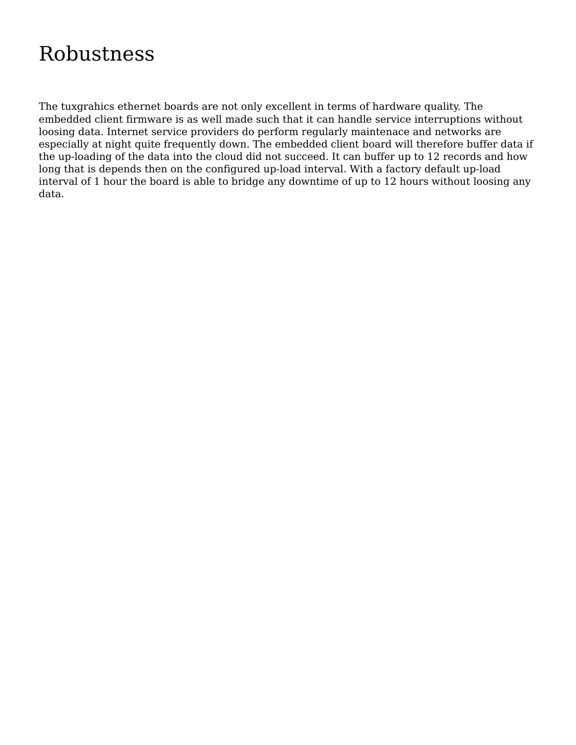# Robustness

The tuxgrahics ethernet boards are not only excellent in terms of hardware quality. The embedded client firmware is as well made such that it can handle service interruptions without loosing data. Internet service providers do perform regularly maintenace and networks are especially at night quite frequently down. The embedded client board will therefore buffer data if the up-loading of the data into the cloud did not succeed. It can buffer up to 12 records and how long that is depends then on the configured up-load interval. With a factory default up-load interval of 1 hour the board is able to bridge any downtime of up to 12 hours without loosing any data.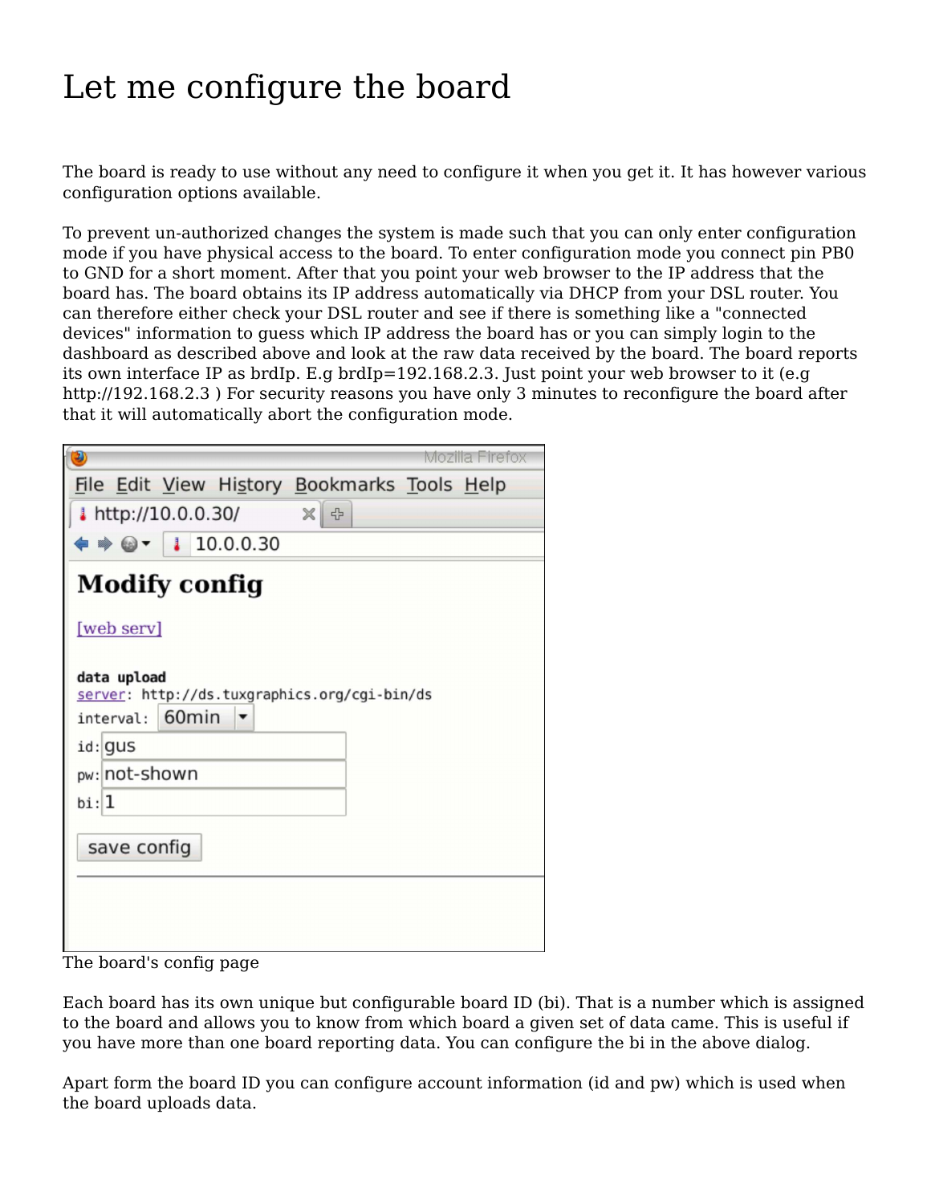# Let me configure the board

The board is ready to use without any need to configure it when you get it. It has however various configuration options available.

To prevent un-authorized changes the system is made such that you can only enter configuration mode if you have physical access to the board. To enter configuration mode you connect pin PB0 to GND for a short moment. After that you point your web browser to the IP address that the board has. The board obtains its IP address automatically via DHCP from your DSL router. You can therefore either check your DSL router and see if there is something like a "connected devices" information to guess which IP address the board has or you can simply login to the dashboard as described above and look at the raw data received by the board. The board reports its own interface IP as brdIp. E.g brdIp=192.168.2.3. Just point your web browser to it (e.g http://192.168.2.3 ) For security reasons you have only 3 minutes to reconfigure the board after that it will automatically abort the configuration mode.

The board's config page

Each board has its own unique but configurable board ID (bi). That is a number which is assigned to the board and allows you to know from which board a given set of data came. This is useful if you have more than one board reporting data. You can configure the bi in the above dialog.

Apart form the board ID you can configure account information (id and pw) which is used when the board uploads data.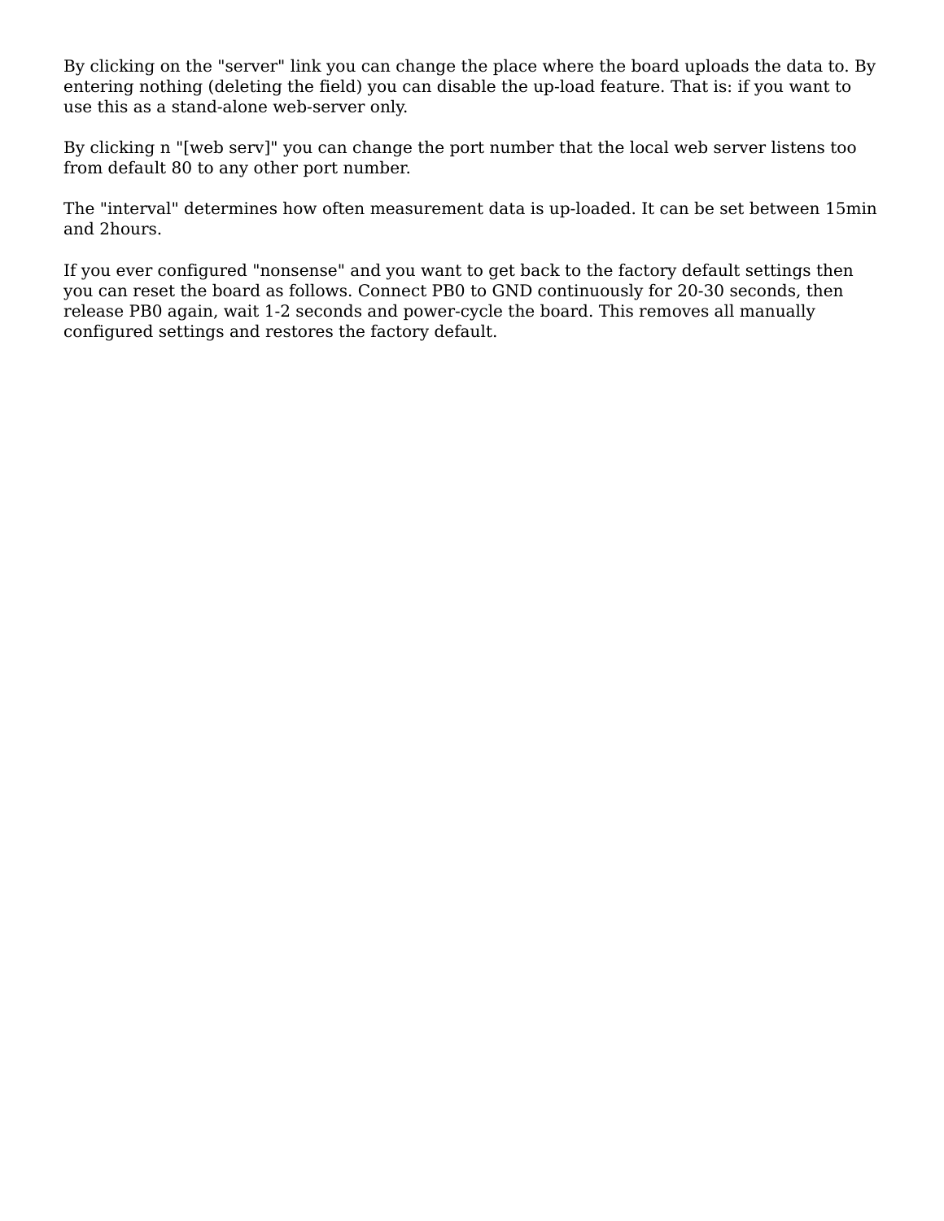By clicking on the "server" link you can change the place where the board uploads the data to. By entering nothing (deleting the field) you can disable the up-load feature. That is: if you want to use this as a stand-alone web-server only.

By clicking n "[web serv]" you can change the port number that the local web server listens too from default 80 to any other port number.

The "interval" determines how often measurement data is up-loaded. It can be set between 15min and 2hours.

If you ever configured "nonsense" and you want to get back to the factory default settings then you can reset the board as follows. Connect PB0 to GND continuously for 20-30 seconds, then release PB0 again, wait 1-2 seconds and power-cycle the board. This removes all manually configured settings and restores the factory default.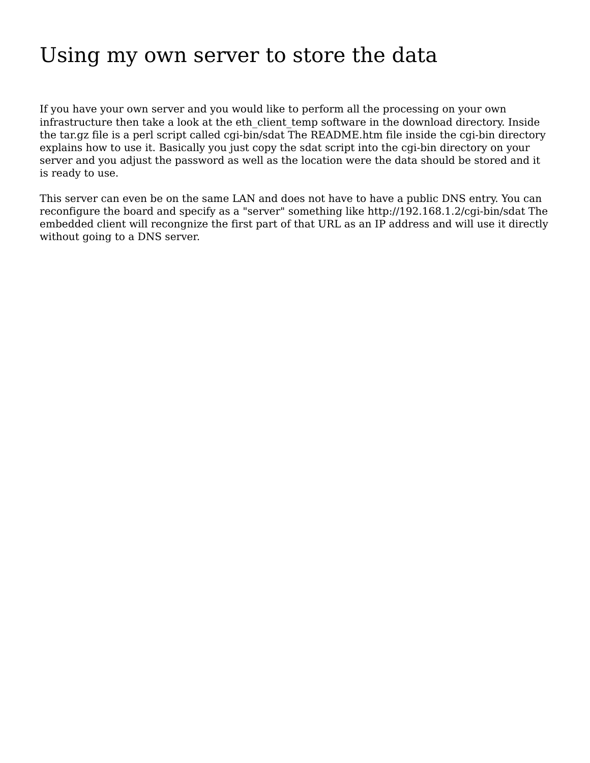# Using my own server to store the data

If you have your own server and you would like to perform all the processing on your own infrastructure then take a look at the eth_client_temp software in the download directory. Inside the tar.gz file is a perl script called cgi-bin/sdat The README.htm file inside the cgi-bin directory explains how to use it. Basically you just copy the sdat script into the cgi-bin directory on your server and you adjust the password as well as the location were the data should be stored and it is ready to use.

This server can even be on the same LAN and does not have to have a public DNS entry. You can reconfigure the board and specify as a "server" something like http://192.168.1.2/cgi-bin/sdat The embedded client will recongnize the first part of that URL as an IP address and will use it directly without going to a DNS server.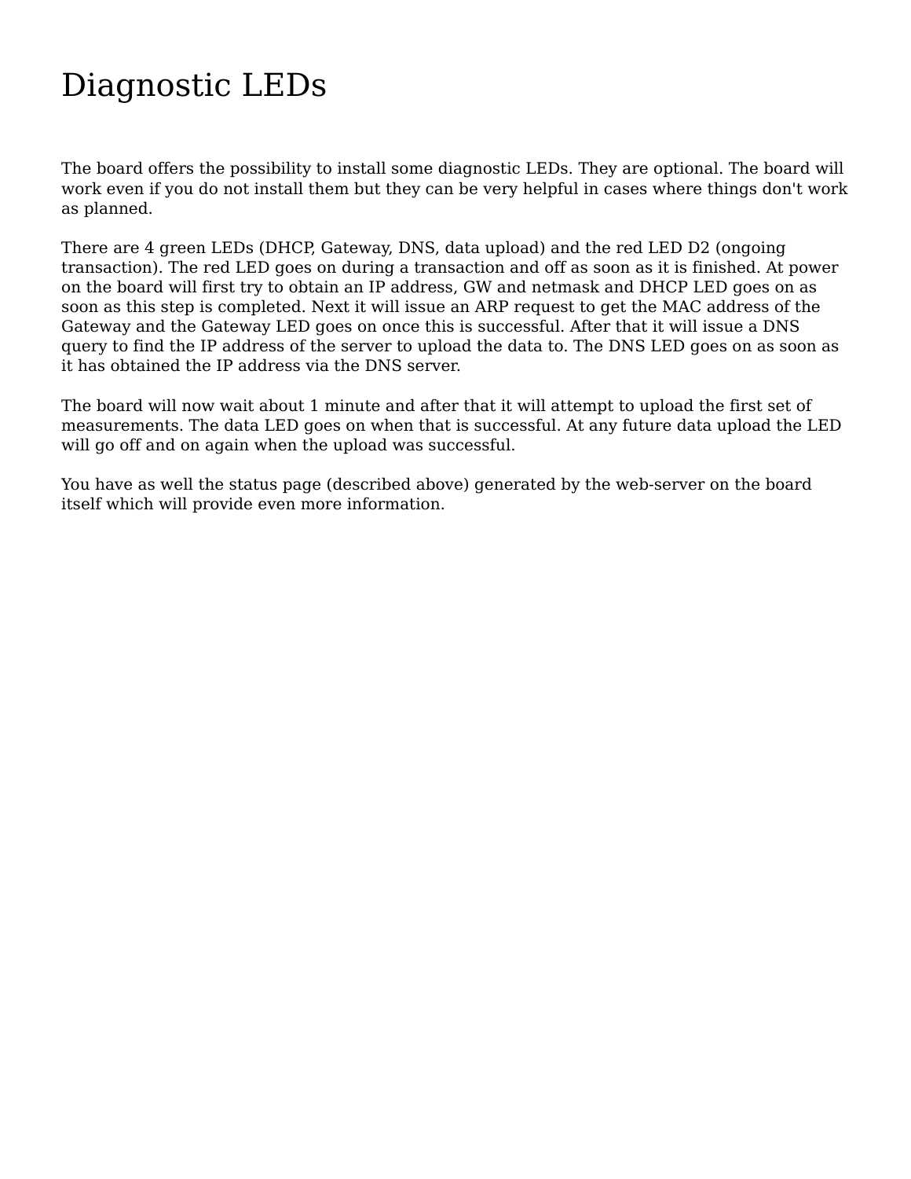# Diagnostic LEDs

The board offers the possibility to install some diagnostic LEDs. They are optional. The board will work even if you do not install them but they can be very helpful in cases where things don't work as planned.

There are 4 green LEDs (DHCP, Gateway, DNS, data upload) and the red LED D2 (ongoing transaction). The red LED goes on during a transaction and off as soon as it is finished. At power on the board will first try to obtain an IP address, GW and netmask and DHCP LED goes on as soon as this step is completed. Next it will issue an ARP request to get the MAC address of the Gateway and the Gateway LED goes on once this is successful. After that it will issue a DNS query to find the IP address of the server to upload the data to. The DNS LED goes on as soon as it has obtained the IP address via the DNS server.

The board will now wait about 1 minute and after that it will attempt to upload the first set of measurements. The data LED goes on when that is successful. At any future data upload the LED will go off and on again when the upload was successful.

You have as well the status page (described above) generated by the web-server on the board itself which will provide even more information.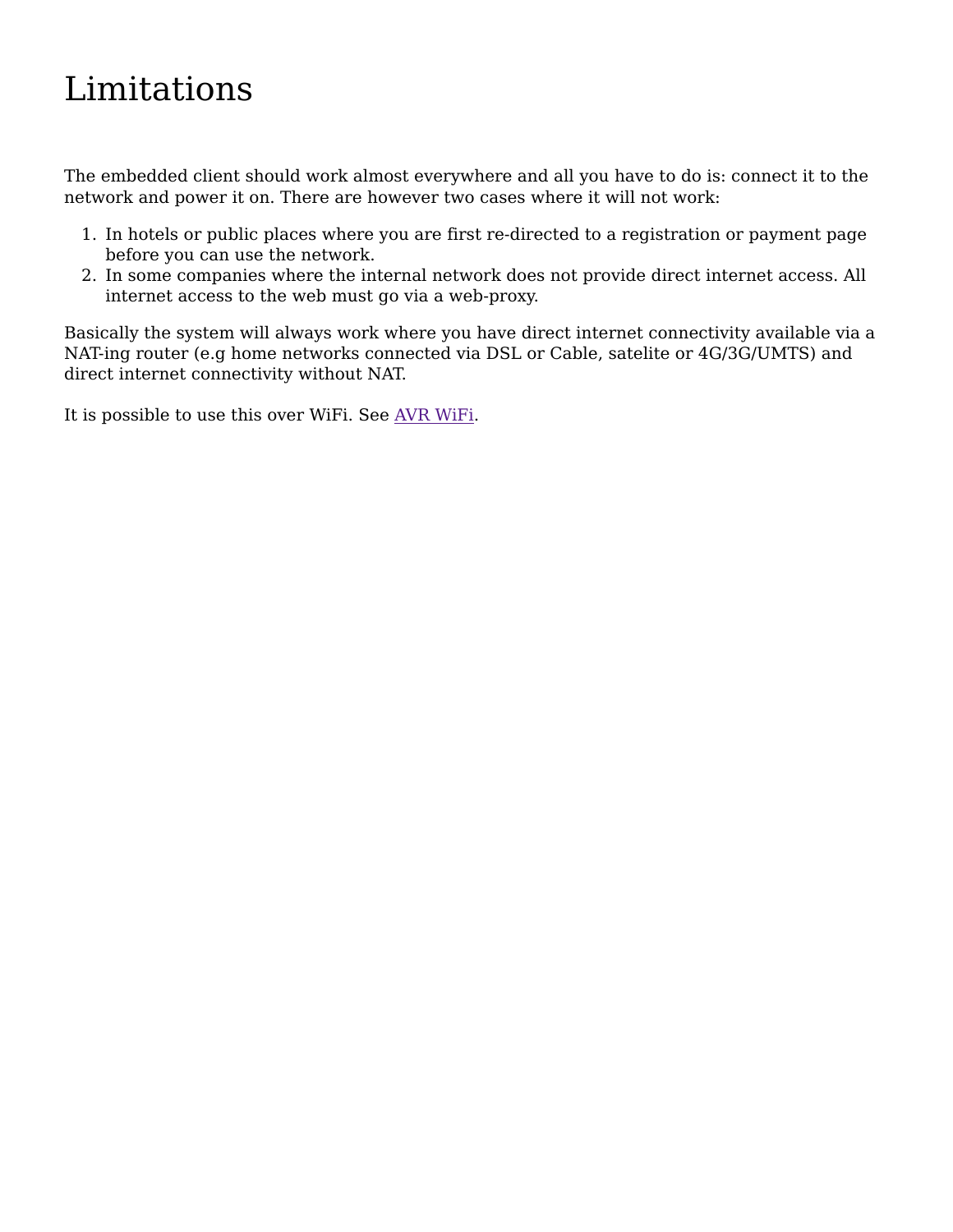# Limitations

The embedded client should work almost everywhere and all you have to do is: connect it to the network and power it on. There are however two cases where it will not work:

1. In hotels or public places where you are first re-directed to a registration or payment page before you can use the network.
2. In some companies where the internal network does not provide direct internet access. All internet access to the web must go via a web-proxy.

Basically the system will always work where you have direct internet connectivity available via a NAT-ing router (e.g home networks connected via DSL or Cable, satelite or 4G/3G/UMTS) and direct internet connectivity without NAT.

It is possible to use this over WiFi. See [AVR WiFi](AVR WiFi).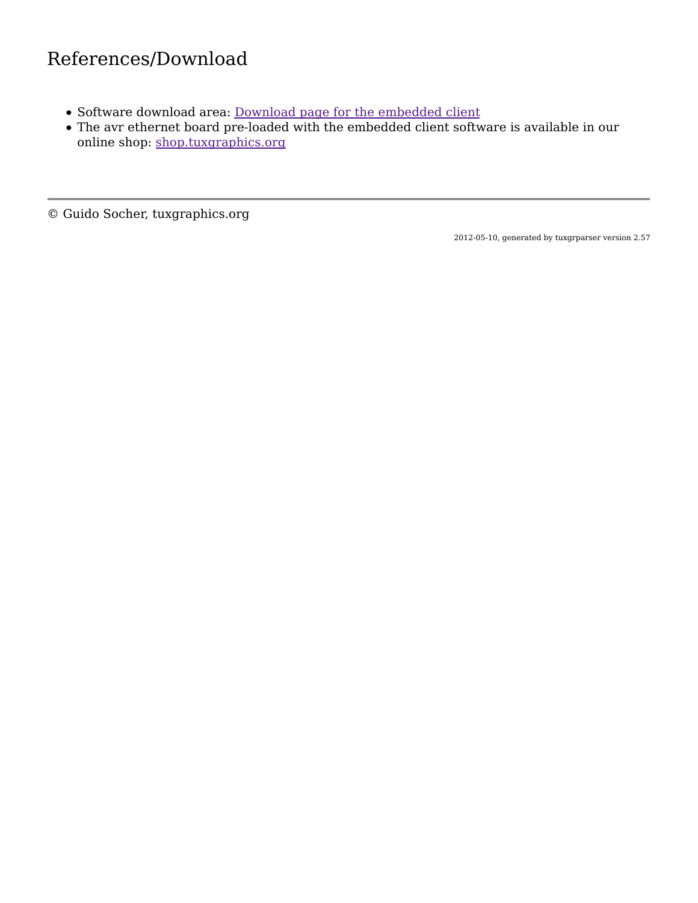## References/Download

- Software download area: Download page for the embedded client
- The avr ethernet board pre-loaded with the embedded client software is available in our online shop: shop.tuxgraphics.org

---

© Guido Socher, tuxgraphics.org

2012-05-10, generated by tuxgrparser version 2.57